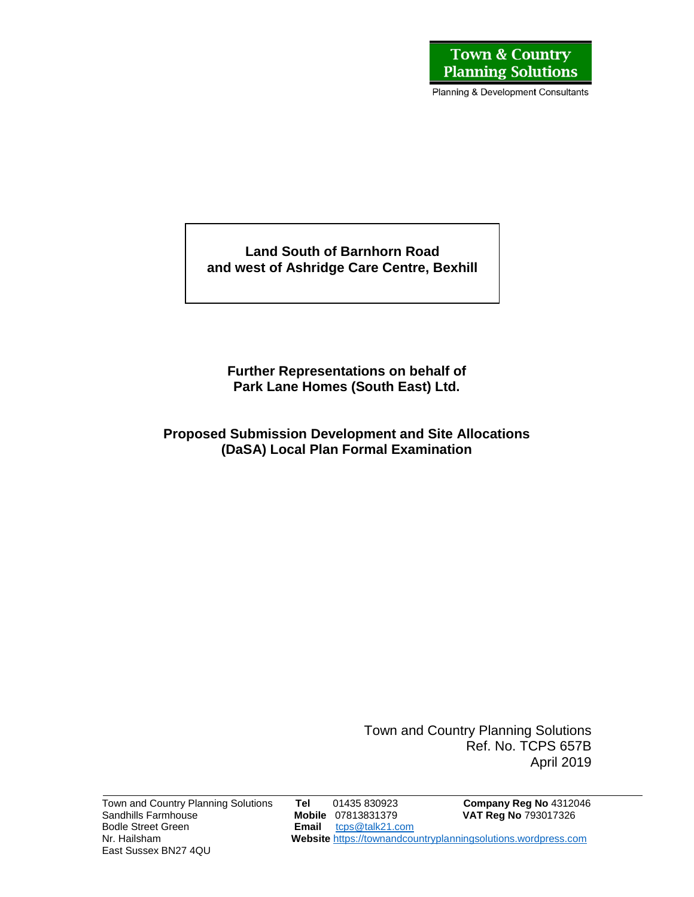**Town & Country Planning Solutions**

Planning & Development Consultants

# Land South of Barnhorn Road and west of Ashridge Care Centre, Bexhill

## Further Representations on behalf of Park Lane Homes (South East) Ltd.

## Proposed Submission Development and Site Allocations (DaSA) Local Plan Formal Examination

Town and Country Planning Solutions
Ref. No. TCPS 657B
April 2019

Town and Country Planning Solutions
Sandhills Farmhouse
Bodle Street Green
Nr. Hailsham
East Sussex BN27 4QU

**Tel** 01435 830923
**Mobile** 07813831379
**Email** tcps@talk21.com
**Website** https://townandcountryplanningsolutions.wordpress.com

**Company Reg No** 4312046
**VAT Reg No** 793017326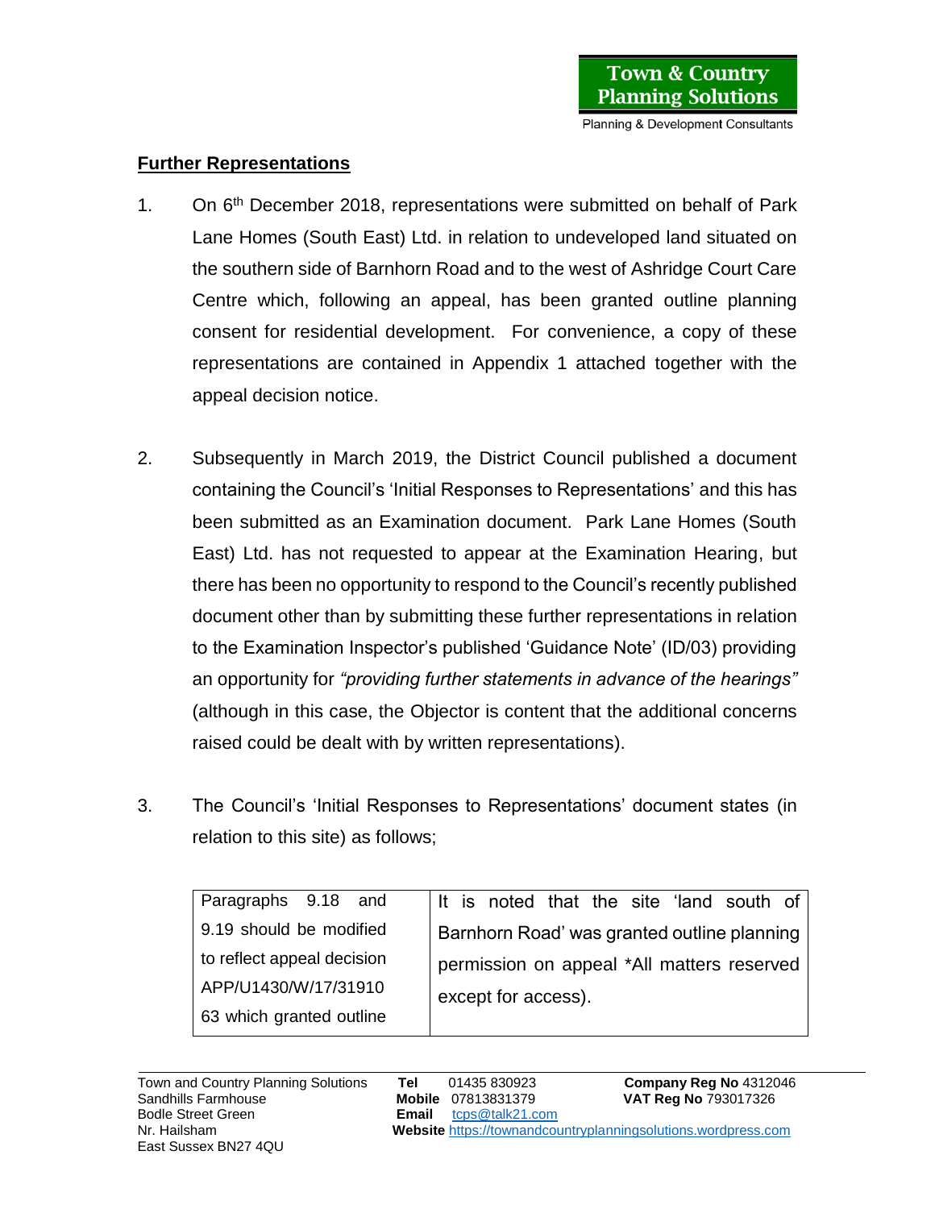## Further Representations

1. On 6th December 2018, representations were submitted on behalf of Park Lane Homes (South East) Ltd. in relation to undeveloped land situated on the southern side of Barnhorn Road and to the west of Ashridge Court Care Centre which, following an appeal, has been granted outline planning consent for residential development. For convenience, a copy of these representations are contained in Appendix 1 attached together with the appeal decision notice.

2. Subsequently in March 2019, the District Council published a document containing the Council's 'Initial Responses to Representations' and this has been submitted as an Examination document. Park Lane Homes (South East) Ltd. has not requested to appear at the Examination Hearing, but there has been no opportunity to respond to the Council's recently published document other than by submitting these further representations in relation to the Examination Inspector's published 'Guidance Note' (ID/03) providing an opportunity for *"providing further statements in advance of the hearings"* (although in this case, the Objector is content that the additional concerns raised could be dealt with by written representations).

3. The Council's 'Initial Responses to Representations' document states (in relation to this site) as follows;

| | |
|---|---|
| Paragraphs 9.18 and 9.19 should be modified to reflect appeal decision APP/U1430/W/17/3191063 which granted outline | It is noted that the site 'land south of Barnhorn Road' was granted outline planning permission on appeal *All matters reserved except for access). |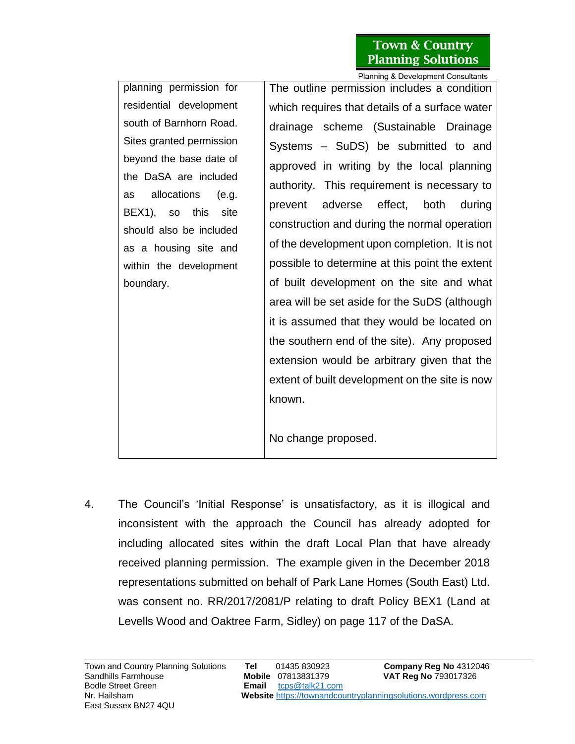| | |
|---|---|
| planning permission for residential development south of Barnhorn Road. Sites granted permission beyond the base date of the DaSA are included as allocations (e.g. BEX1), so this site should also be included as a housing site and within the development boundary. | The outline permission includes a condition which requires that details of a surface water drainage scheme (Sustainable Drainage Systems – SuDS) be submitted to and approved in writing by the local planning authority. This requirement is necessary to prevent adverse effect, both during construction and during the normal operation of the development upon completion. It is not possible to determine at this point the extent of built development on the site and what area will be set aside for the SuDS (although it is assumed that they would be located on the southern end of the site). Any proposed extension would be arbitrary given that the extent of built development on the site is now known.<br><br>No change proposed. |

4. The Council's 'Initial Response' is unsatisfactory, as it is illogical and inconsistent with the approach the Council has already adopted for including allocated sites within the draft Local Plan that have already received planning permission. The example given in the December 2018 representations submitted on behalf of Park Lane Homes (South East) Ltd. was consent no. RR/2017/2081/P relating to draft Policy BEX1 (Land at Levells Wood and Oaktree Farm, Sidley) on page 117 of the DaSA.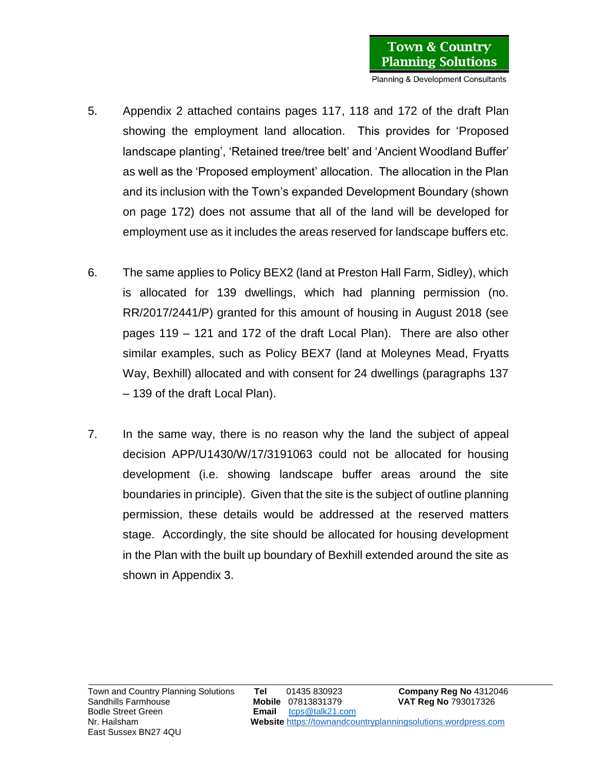5. Appendix 2 attached contains pages 117, 118 and 172 of the draft Plan showing the employment land allocation. This provides for 'Proposed landscape planting', 'Retained tree/tree belt' and 'Ancient Woodland Buffer' as well as the 'Proposed employment' allocation. The allocation in the Plan and its inclusion with the Town's expanded Development Boundary (shown on page 172) does not assume that all of the land will be developed for employment use as it includes the areas reserved for landscape buffers etc.

6. The same applies to Policy BEX2 (land at Preston Hall Farm, Sidley), which is allocated for 139 dwellings, which had planning permission (no. RR/2017/2441/P) granted for this amount of housing in August 2018 (see pages 119 – 121 and 172 of the draft Local Plan). There are also other similar examples, such as Policy BEX7 (land at Moleynes Mead, Fryatts Way, Bexhill) allocated and with consent for 24 dwellings (paragraphs 137 – 139 of the draft Local Plan).

7. In the same way, there is no reason why the land the subject of appeal decision APP/U1430/W/17/3191063 could not be allocated for housing development (i.e. showing landscape buffer areas around the site boundaries in principle). Given that the site is the subject of outline planning permission, these details would be addressed at the reserved matters stage. Accordingly, the site should be allocated for housing development in the Plan with the built up boundary of Bexhill extended around the site as shown in Appendix 3.